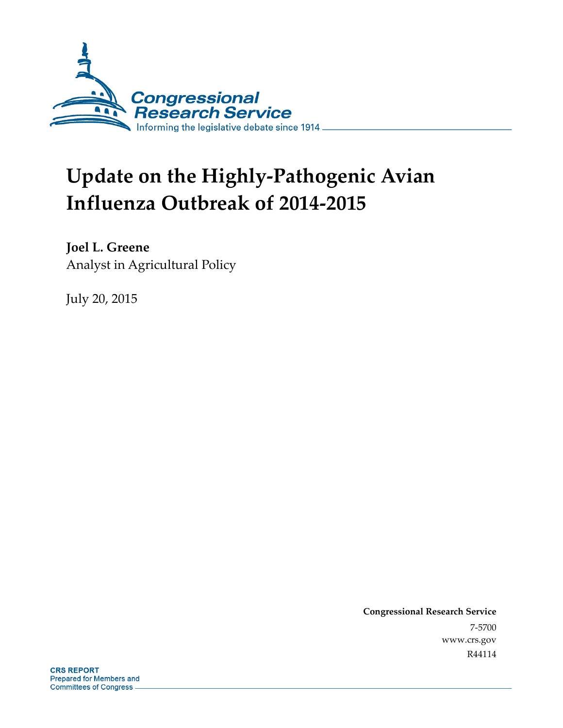Congressional Research Service

Informing the legislative debate since 1914

# Update on the Highly-Pathogenic Avian Influenza Outbreak of 2014-2015

**Joel L. Greene**

Analyst in Agricultural Policy

July 20, 2015

**Congressional Research Service**

7-5700

www.crs.gov

R44114

**CRS REPORT**

Prepared for Members and Committees of Congress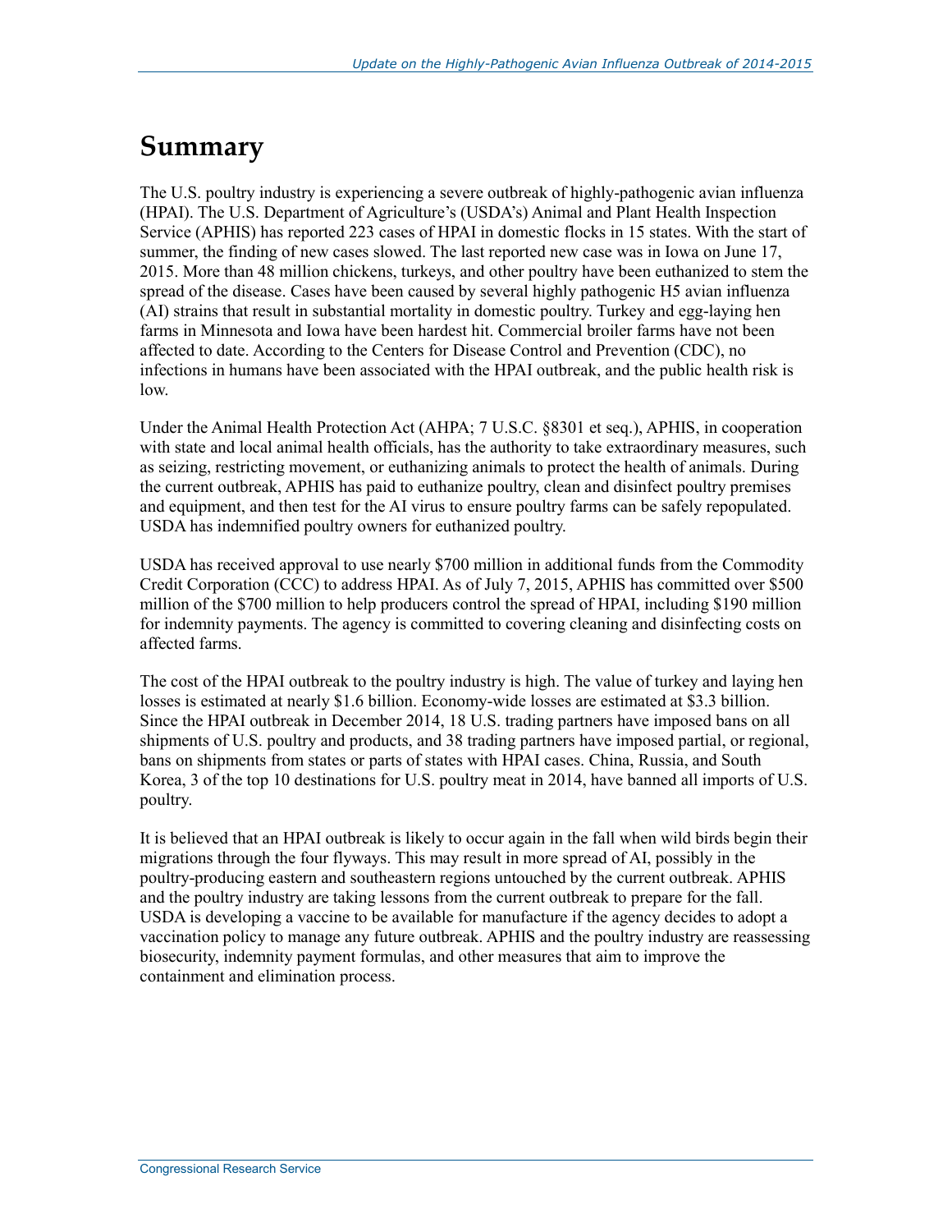# Summary

The U.S. poultry industry is experiencing a severe outbreak of highly-pathogenic avian influenza (HPAI). The U.S. Department of Agriculture's (USDA's) Animal and Plant Health Inspection Service (APHIS) has reported 223 cases of HPAI in domestic flocks in 15 states. With the start of summer, the finding of new cases slowed. The last reported new case was in Iowa on June 17, 2015. More than 48 million chickens, turkeys, and other poultry have been euthanized to stem the spread of the disease. Cases have been caused by several highly pathogenic H5 avian influenza (AI) strains that result in substantial mortality in domestic poultry. Turkey and egg-laying hen farms in Minnesota and Iowa have been hardest hit. Commercial broiler farms have not been affected to date. According to the Centers for Disease Control and Prevention (CDC), no infections in humans have been associated with the HPAI outbreak, and the public health risk is low.

Under the Animal Health Protection Act (AHPA; 7 U.S.C. §8301 et seq.), APHIS, in cooperation with state and local animal health officials, has the authority to take extraordinary measures, such as seizing, restricting movement, or euthanizing animals to protect the health of animals. During the current outbreak, APHIS has paid to euthanize poultry, clean and disinfect poultry premises and equipment, and then test for the AI virus to ensure poultry farms can be safely repopulated. USDA has indemnified poultry owners for euthanized poultry.

USDA has received approval to use nearly $700 million in additional funds from the Commodity Credit Corporation (CCC) to address HPAI. As of July 7, 2015, APHIS has committed over $500 million of the $700 million to help producers control the spread of HPAI, including $190 million for indemnity payments. The agency is committed to covering cleaning and disinfecting costs on affected farms.

The cost of the HPAI outbreak to the poultry industry is high. The value of turkey and laying hen losses is estimated at nearly $1.6 billion. Economy-wide losses are estimated at $3.3 billion. Since the HPAI outbreak in December 2014, 18 U.S. trading partners have imposed bans on all shipments of U.S. poultry and products, and 38 trading partners have imposed partial, or regional, bans on shipments from states or parts of states with HPAI cases. China, Russia, and South Korea, 3 of the top 10 destinations for U.S. poultry meat in 2014, have banned all imports of U.S. poultry.

It is believed that an HPAI outbreak is likely to occur again in the fall when wild birds begin their migrations through the four flyways. This may result in more spread of AI, possibly in the poultry-producing eastern and southeastern regions untouched by the current outbreak. APHIS and the poultry industry are taking lessons from the current outbreak to prepare for the fall. USDA is developing a vaccine to be available for manufacture if the agency decides to adopt a vaccination policy to manage any future outbreak. APHIS and the poultry industry are reassessing biosecurity, indemnity payment formulas, and other measures that aim to improve the containment and elimination process.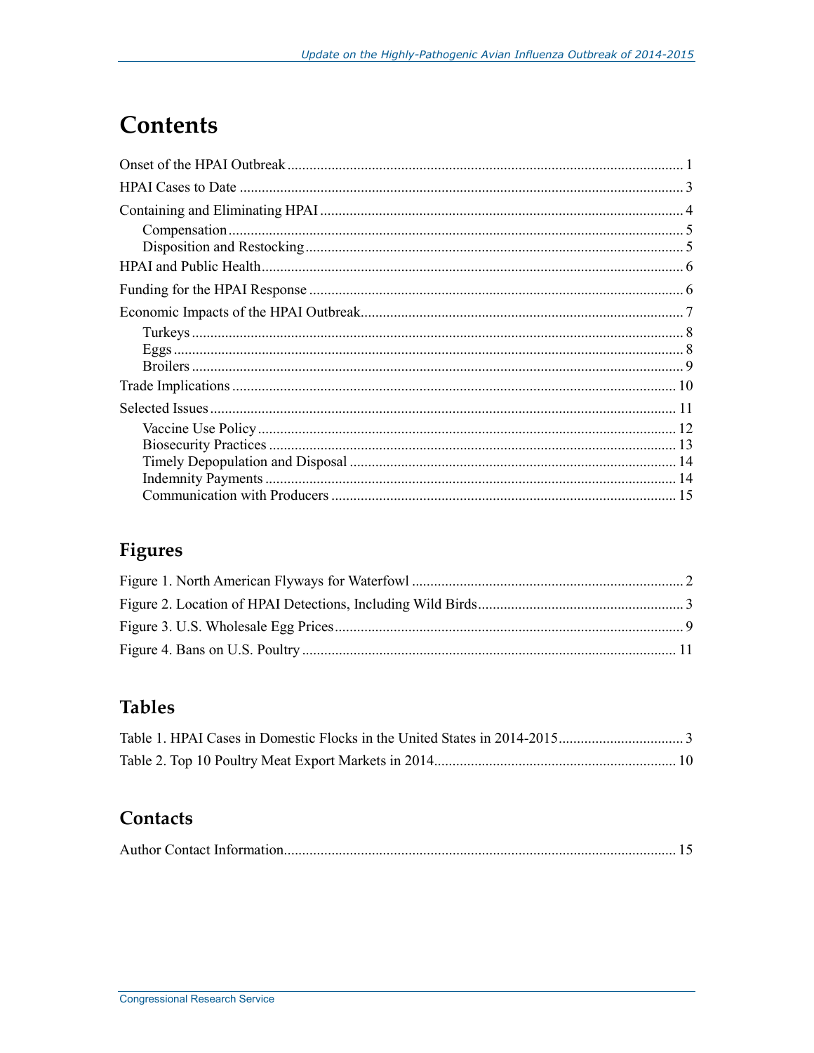# Contents

Onset of the HPAI Outbreak ........................................................................................................... 1

HPAI Cases to Date ........................................................................................................................ 3

Containing and Eliminating HPAI .................................................................................................. 4

- Compensation ........................................................................................................................... 5
- Disposition and Restocking ...................................................................................................... 5

HPAI and Public Health .................................................................................................................. 6

Funding for the HPAI Response ..................................................................................................... 6

Economic Impacts of the HPAI Outbreak....................................................................................... 7

- Turkeys ..................................................................................................................................... 8
- Eggs .......................................................................................................................................... 8
- Broilers ..................................................................................................................................... 9

Trade Implications ........................................................................................................................ 10

Selected Issues .............................................................................................................................. 11

- Vaccine Use Policy ................................................................................................................. 12
- Biosecurity Practices .............................................................................................................. 13
- Timely Depopulation and Disposal ........................................................................................ 14
- Indemnity Payments ............................................................................................................... 14
- Communication with Producers ............................................................................................. 15

## Figures

Figure 1. North American Flyways for Waterfowl ......................................................................... 2

Figure 2. Location of HPAI Detections, Including Wild Birds........................................................ 3

Figure 3. U.S. Wholesale Egg Prices.............................................................................................. 9

Figure 4. Bans on U.S. Poultry ..................................................................................................... 11

## Tables

Table 1. HPAI Cases in Domestic Flocks in the United States in 2014-2015................................. 3

Table 2. Top 10 Poultry Meat Export Markets in 2014................................................................. 10

## Contacts

Author Contact Information.......................................................................................................... 15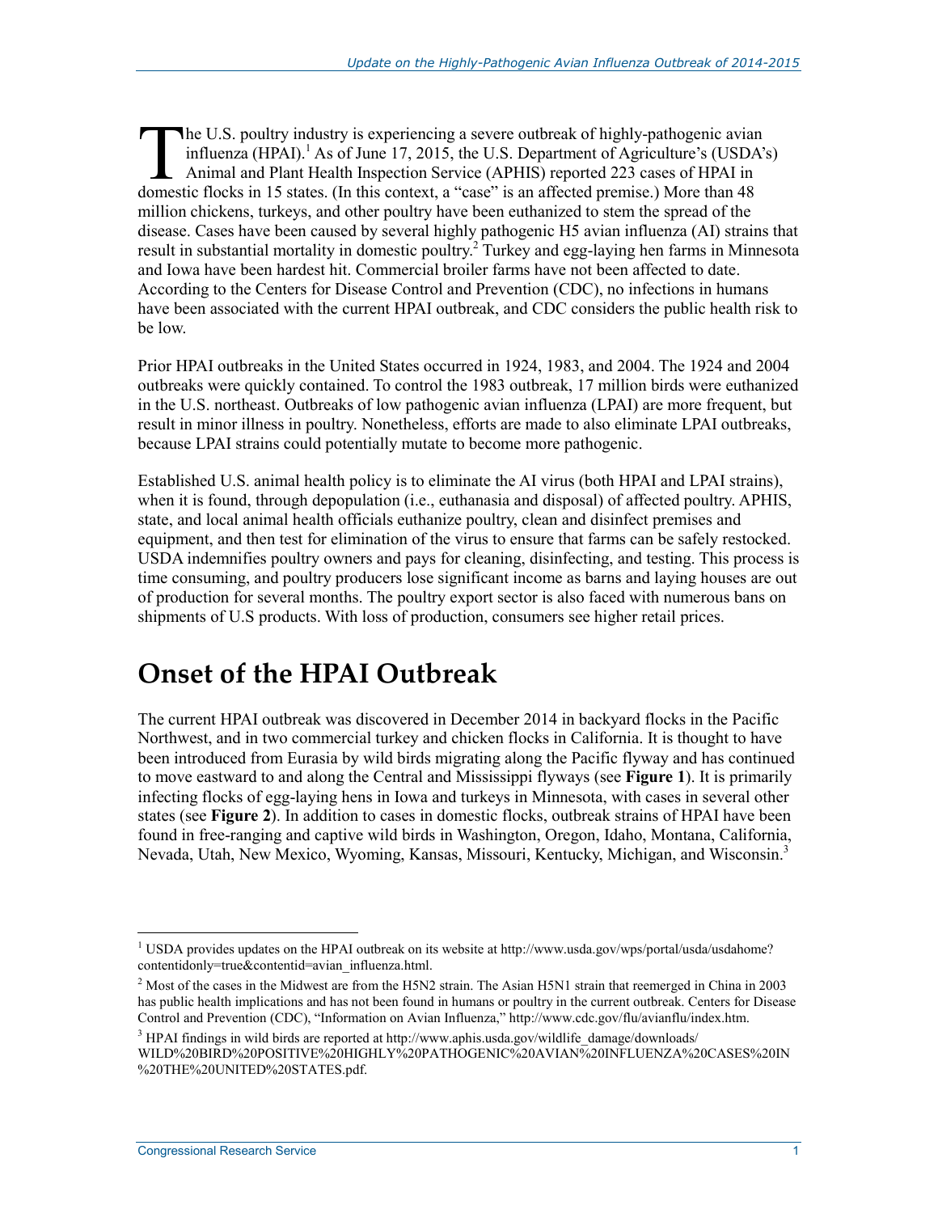The U.S. poultry industry is experiencing a severe outbreak of highly-pathogenic avian influenza (HPAI).[1] As of June 17, 2015, the U.S. Department of Agriculture's (USDA's) Animal and Plant Health Inspection Service (APHIS) reported 223 cases of HPAI in domestic flocks in 15 states. (In this context, a "case" is an affected premise.) More than 48 million chickens, turkeys, and other poultry have been euthanized to stem the spread of the disease. Cases have been caused by several highly pathogenic H5 avian influenza (AI) strains that result in substantial mortality in domestic poultry.[2] Turkey and egg-laying hen farms in Minnesota and Iowa have been hardest hit. Commercial broiler farms have not been affected to date. According to the Centers for Disease Control and Prevention (CDC), no infections in humans have been associated with the current HPAI outbreak, and CDC considers the public health risk to be low.

Prior HPAI outbreaks in the United States occurred in 1924, 1983, and 2004. The 1924 and 2004 outbreaks were quickly contained. To control the 1983 outbreak, 17 million birds were euthanized in the U.S. northeast. Outbreaks of low pathogenic avian influenza (LPAI) are more frequent, but result in minor illness in poultry. Nonetheless, efforts are made to also eliminate LPAI outbreaks, because LPAI strains could potentially mutate to become more pathogenic.

Established U.S. animal health policy is to eliminate the AI virus (both HPAI and LPAI strains), when it is found, through depopulation (i.e., euthanasia and disposal) of affected poultry. APHIS, state, and local animal health officials euthanize poultry, clean and disinfect premises and equipment, and then test for elimination of the virus to ensure that farms can be safely restocked. USDA indemnifies poultry owners and pays for cleaning, disinfecting, and testing. This process is time consuming, and poultry producers lose significant income as barns and laying houses are out of production for several months. The poultry export sector is also faced with numerous bans on shipments of U.S products. With loss of production, consumers see higher retail prices.

# Onset of the HPAI Outbreak

The current HPAI outbreak was discovered in December 2014 in backyard flocks in the Pacific Northwest, and in two commercial turkey and chicken flocks in California. It is thought to have been introduced from Eurasia by wild birds migrating along the Pacific flyway and has continued to move eastward to and along the Central and Mississippi flyways (see **Figure 1**). It is primarily infecting flocks of egg-laying hens in Iowa and turkeys in Minnesota, with cases in several other states (see **Figure 2**). In addition to cases in domestic flocks, outbreak strains of HPAI have been found in free-ranging and captive wild birds in Washington, Oregon, Idaho, Montana, California, Nevada, Utah, New Mexico, Wyoming, Kansas, Missouri, Kentucky, Michigan, and Wisconsin.[3]

---

[1] USDA provides updates on the HPAI outbreak on its website at http://www.usda.gov/wps/portal/usda/usdahome?contentidonly=true&contentid=avian_influenza.html.

[2] Most of the cases in the Midwest are from the H5N2 strain. The Asian H5N1 strain that reemerged in China in 2003 has public health implications and has not been found in humans or poultry in the current outbreak. Centers for Disease Control and Prevention (CDC), "Information on Avian Influenza," http://www.cdc.gov/flu/avianflu/index.htm.

[3] HPAI findings in wild birds are reported at http://www.aphis.usda.gov/wildlife_damage/downloads/WILD%20BIRD%20POSITIVE%20HIGHLY%20PATHOGENIC%20AVIAN%20INFLUENZA%20CASES%20IN%20THE%20UNITED%20STATES.pdf.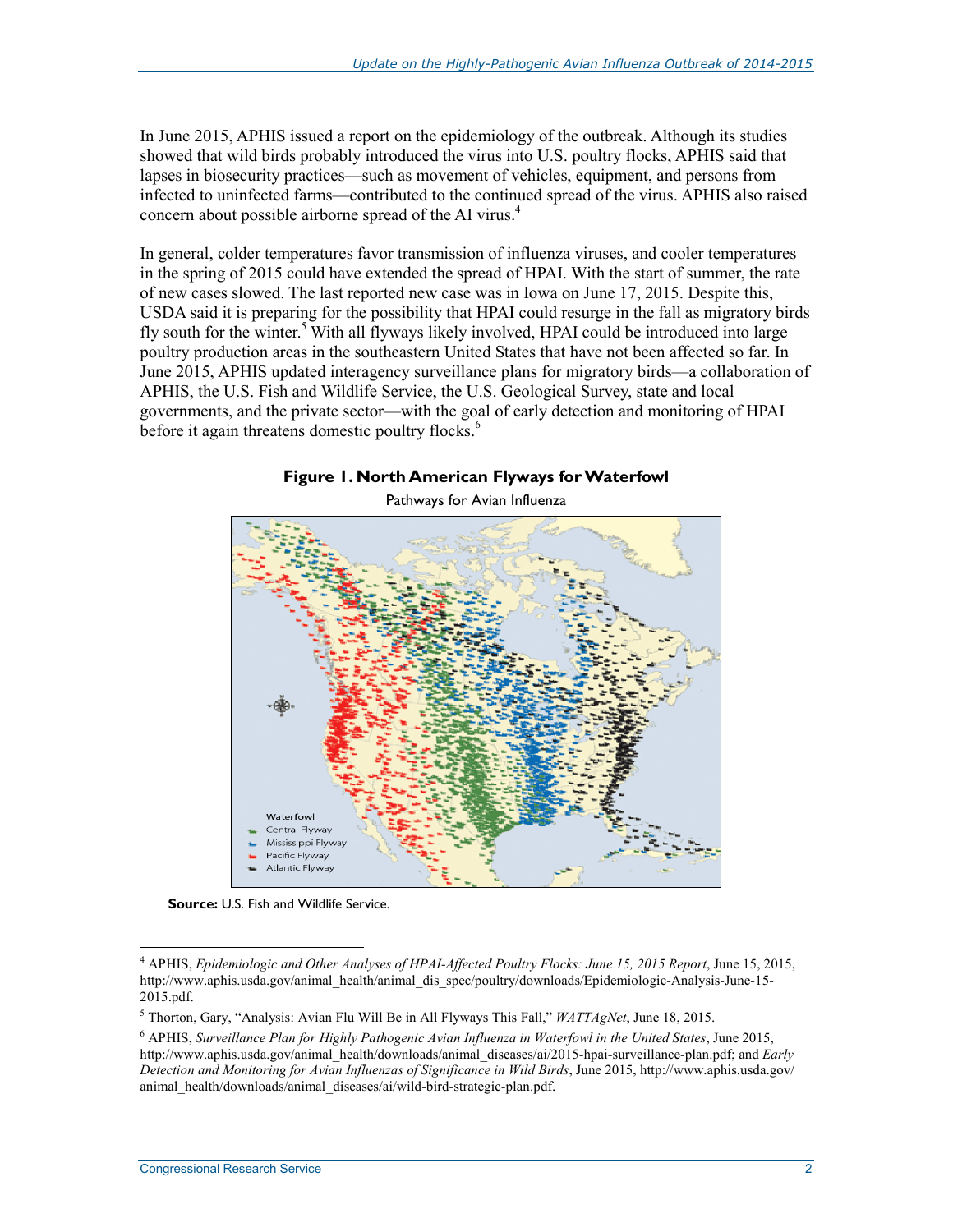In June 2015, APHIS issued a report on the epidemiology of the outbreak. Although its studies showed that wild birds probably introduced the virus into U.S. poultry flocks, APHIS said that lapses in biosecurity practices—such as movement of vehicles, equipment, and persons from infected to uninfected farms—contributed to the continued spread of the virus. APHIS also raised concern about possible airborne spread of the AI virus.[4]

In general, colder temperatures favor transmission of influenza viruses, and cooler temperatures in the spring of 2015 could have extended the spread of HPAI. With the start of summer, the rate of new cases slowed. The last reported new case was in Iowa on June 17, 2015. Despite this, USDA said it is preparing for the possibility that HPAI could resurge in the fall as migratory birds fly south for the winter.[5] With all flyways likely involved, HPAI could be introduced into large poultry production areas in the southeastern United States that have not been affected so far. In June 2015, APHIS updated interagency surveillance plans for migratory birds—a collaboration of APHIS, the U.S. Fish and Wildlife Service, the U.S. Geological Survey, state and local governments, and the private sector—with the goal of early detection and monitoring of HPAI before it again threatens domestic poultry flocks.[6]

**Figure 1. North American Flyways for Waterfowl**

Pathways for Avian Influenza

Waterfowl
- Central Flyway
- Mississippi Flyway
- Pacific Flyway
- Atlantic Flyway

**Source:** U.S. Fish and Wildlife Service.

---

[4] APHIS, *Epidemiologic and Other Analyses of HPAI-Affected Poultry Flocks: June 15, 2015 Report*, June 15, 2015, http://www.aphis.usda.gov/animal_health/animal_dis_spec/poultry/downloads/Epidemiologic-Analysis-June-15-2015.pdf.

[5] Thorton, Gary, "Analysis: Avian Flu Will Be in All Flyways This Fall," *WATTAgNet*, June 18, 2015.

[6] APHIS, *Surveillance Plan for Highly Pathogenic Avian Influenza in Waterfowl in the United States*, June 2015, http://www.aphis.usda.gov/animal_health/downloads/animal_diseases/ai/2015-hpai-surveillance-plan.pdf; and *Early Detection and Monitoring for Avian Influenzas of Significance in Wild Birds*, June 2015, http://www.aphis.usda.gov/animal_health/downloads/animal_diseases/ai/wild-bird-strategic-plan.pdf.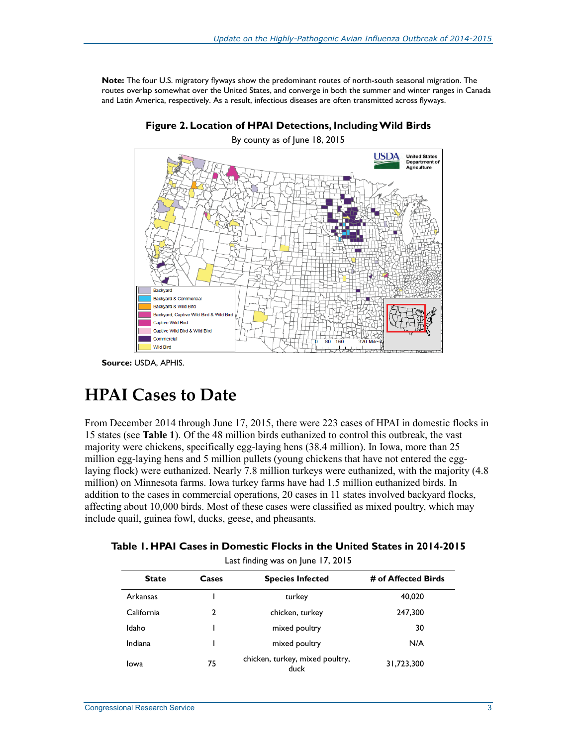**Note:** The four U.S. migratory flyways show the predominant routes of north-south seasonal migration. The routes overlap somewhat over the United States, and converge in both the summer and winter ranges in Canada and Latin America, respectively. As a result, infectious diseases are often transmitted across flyways.

**Figure 2. Location of HPAI Detections, Including Wild Birds**

By county as of June 18, 2015

**Source:** USDA, APHIS.

# HPAI Cases to Date

From December 2014 through June 17, 2015, there were 223 cases of HPAI in domestic flocks in 15 states (see **Table 1**). Of the 48 million birds euthanized to control this outbreak, the vast majority were chickens, specifically egg-laying hens (38.4 million). In Iowa, more than 25 million egg-laying hens and 5 million pullets (young chickens that have not entered the egg-laying flock) were euthanized. Nearly 7.8 million turkeys were euthanized, with the majority (4.8 million) on Minnesota farms. Iowa turkey farms have had 1.5 million euthanized birds. In addition to the cases in commercial operations, 20 cases in 11 states involved backyard flocks, affecting about 10,000 birds. Most of these cases were classified as mixed poultry, which may include quail, guinea fowl, ducks, geese, and pheasants.

**Table 1. HPAI Cases in Domestic Flocks in the United States in 2014-2015**

Last finding was on June 17, 2015

| State | Cases | Species Infected | # of Affected Birds |
|---|---|---|---|
| Arkansas | 1 | turkey | 40,020 |
| California | 2 | chicken, turkey | 247,300 |
| Idaho | 1 | mixed poultry | 30 |
| Indiana | 1 | mixed poultry | N/A |
| Iowa | 75 | chicken, turkey, mixed poultry, duck | 31,723,300 |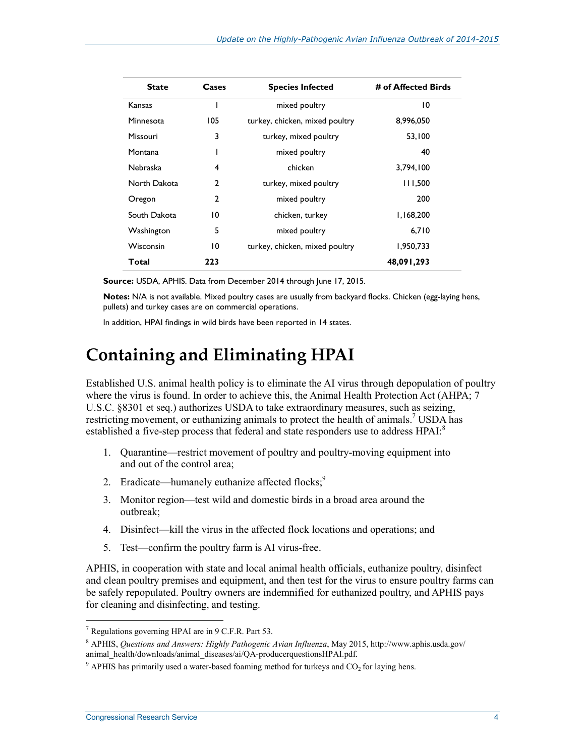| State | Cases | Species Infected | # of Affected Birds |
| --- | --- | --- | --- |
| Kansas | 1 | mixed poultry | 10 |
| Minnesota | 105 | turkey, chicken, mixed poultry | 8,996,050 |
| Missouri | 3 | turkey, mixed poultry | 53,100 |
| Montana | 1 | mixed poultry | 40 |
| Nebraska | 4 | chicken | 3,794,100 |
| North Dakota | 2 | turkey, mixed poultry | 111,500 |
| Oregon | 2 | mixed poultry | 200 |
| South Dakota | 10 | chicken, turkey | 1,168,200 |
| Washington | 5 | mixed poultry | 6,710 |
| Wisconsin | 10 | turkey, chicken, mixed poultry | 1,950,733 |
| **Total** | **223** | | **48,091,293** |

**Source:** USDA, APHIS. Data from December 2014 through June 17, 2015.

**Notes:** N/A is not available. Mixed poultry cases are usually from backyard flocks. Chicken (egg-laying hens, pullets) and turkey cases are on commercial operations.

In addition, HPAI findings in wild birds have been reported in 14 states.

# Containing and Eliminating HPAI

Established U.S. animal health policy is to eliminate the AI virus through depopulation of poultry where the virus is found. In order to achieve this, the Animal Health Protection Act (AHPA; 7 U.S.C. §8301 et seq.) authorizes USDA to take extraordinary measures, such as seizing, restricting movement, or euthanizing animals to protect the health of animals.[7] USDA has established a five-step process that federal and state responders use to address HPAI:[8]

1. Quarantine—restrict movement of poultry and poultry-moving equipment into and out of the control area;
2. Eradicate—humanely euthanize affected flocks;[9]
3. Monitor region—test wild and domestic birds in a broad area around the outbreak;
4. Disinfect—kill the virus in the affected flock locations and operations; and
5. Test—confirm the poultry farm is AI virus-free.

APHIS, in cooperation with state and local animal health officials, euthanize poultry, disinfect and clean poultry premises and equipment, and then test for the virus to ensure poultry farms can be safely repopulated. Poultry owners are indemnified for euthanized poultry, and APHIS pays for cleaning and disinfecting, and testing.

---

[7] Regulations governing HPAI are in 9 C.F.R. Part 53.

[8] APHIS, *Questions and Answers: Highly Pathogenic Avian Influenza*, May 2015, http://www.aphis.usda.gov/animal_health/downloads/animal_diseases/ai/QA-producerquestionsHPAI.pdf.

[9] APHIS has primarily used a water-based foaming method for turkeys and $CO_2$ for laying hens.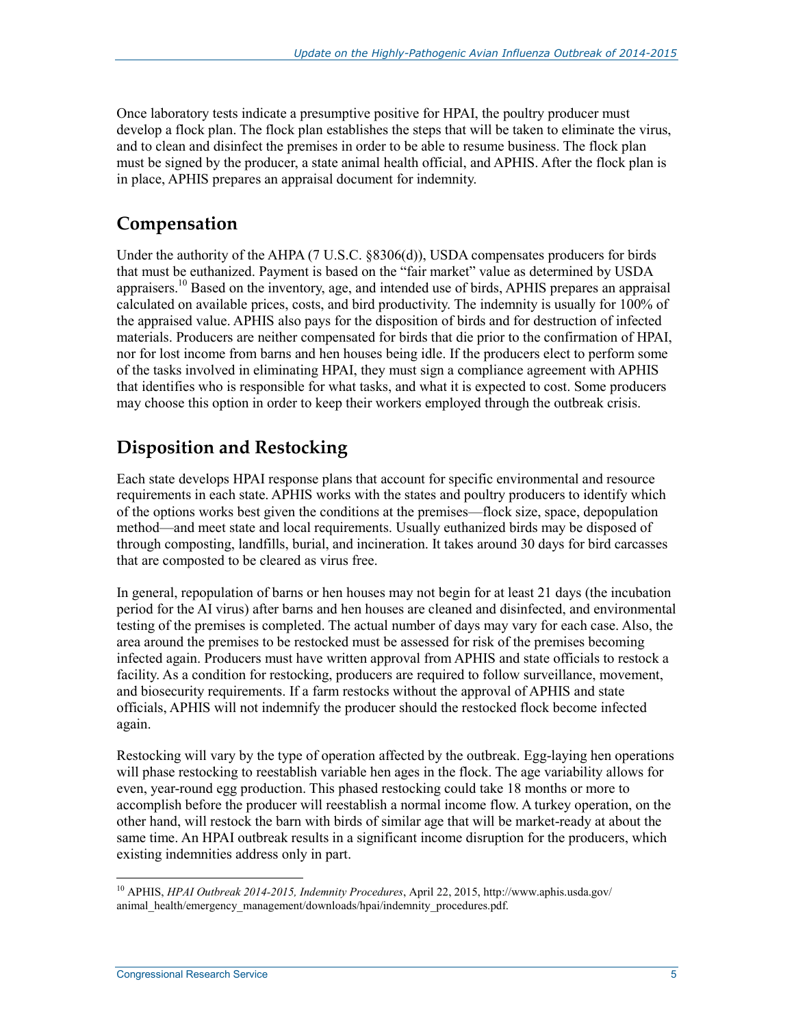Once laboratory tests indicate a presumptive positive for HPAI, the poultry producer must develop a flock plan. The flock plan establishes the steps that will be taken to eliminate the virus, and to clean and disinfect the premises in order to be able to resume business. The flock plan must be signed by the producer, a state animal health official, and APHIS. After the flock plan is in place, APHIS prepares an appraisal document for indemnity.

## Compensation

Under the authority of the AHPA (7 U.S.C. §8306(d)), USDA compensates producers for birds that must be euthanized. Payment is based on the "fair market" value as determined by USDA appraisers.[10] Based on the inventory, age, and intended use of birds, APHIS prepares an appraisal calculated on available prices, costs, and bird productivity. The indemnity is usually for 100% of the appraised value. APHIS also pays for the disposition of birds and for destruction of infected materials. Producers are neither compensated for birds that die prior to the confirmation of HPAI, nor for lost income from barns and hen houses being idle. If the producers elect to perform some of the tasks involved in eliminating HPAI, they must sign a compliance agreement with APHIS that identifies who is responsible for what tasks, and what it is expected to cost. Some producers may choose this option in order to keep their workers employed through the outbreak crisis.

## Disposition and Restocking

Each state develops HPAI response plans that account for specific environmental and resource requirements in each state. APHIS works with the states and poultry producers to identify which of the options works best given the conditions at the premises—flock size, space, depopulation method—and meet state and local requirements. Usually euthanized birds may be disposed of through composting, landfills, burial, and incineration. It takes around 30 days for bird carcasses that are composted to be cleared as virus free.

In general, repopulation of barns or hen houses may not begin for at least 21 days (the incubation period for the AI virus) after barns and hen houses are cleaned and disinfected, and environmental testing of the premises is completed. The actual number of days may vary for each case. Also, the area around the premises to be restocked must be assessed for risk of the premises becoming infected again. Producers must have written approval from APHIS and state officials to restock a facility. As a condition for restocking, producers are required to follow surveillance, movement, and biosecurity requirements. If a farm restocks without the approval of APHIS and state officials, APHIS will not indemnify the producer should the restocked flock become infected again.

Restocking will vary by the type of operation affected by the outbreak. Egg-laying hen operations will phase restocking to reestablish variable hen ages in the flock. The age variability allows for even, year-round egg production. This phased restocking could take 18 months or more to accomplish before the producer will reestablish a normal income flow. A turkey operation, on the other hand, will restock the barn with birds of similar age that will be market-ready at about the same time. An HPAI outbreak results in a significant income disruption for the producers, which existing indemnities address only in part.

[10] APHIS, *HPAI Outbreak 2014-2015, Indemnity Procedures*, April 22, 2015, http://www.aphis.usda.gov/animal_health/emergency_management/downloads/hpai/indemnity_procedures.pdf.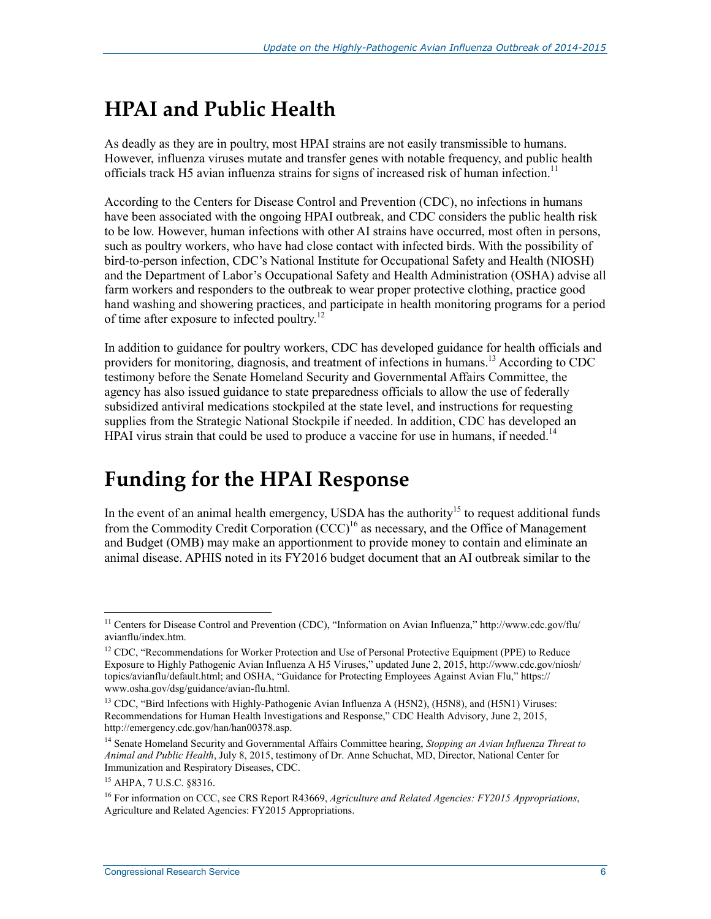## HPAI and Public Health

As deadly as they are in poultry, most HPAI strains are not easily transmissible to humans. However, influenza viruses mutate and transfer genes with notable frequency, and public health officials track H5 avian influenza strains for signs of increased risk of human infection.[11]

According to the Centers for Disease Control and Prevention (CDC), no infections in humans have been associated with the ongoing HPAI outbreak, and CDC considers the public health risk to be low. However, human infections with other AI strains have occurred, most often in persons, such as poultry workers, who have had close contact with infected birds. With the possibility of bird-to-person infection, CDC's National Institute for Occupational Safety and Health (NIOSH) and the Department of Labor's Occupational Safety and Health Administration (OSHA) advise all farm workers and responders to the outbreak to wear proper protective clothing, practice good hand washing and showering practices, and participate in health monitoring programs for a period of time after exposure to infected poultry.[12]

In addition to guidance for poultry workers, CDC has developed guidance for health officials and providers for monitoring, diagnosis, and treatment of infections in humans.[13] According to CDC testimony before the Senate Homeland Security and Governmental Affairs Committee, the agency has also issued guidance to state preparedness officials to allow the use of federally subsidized antiviral medications stockpiled at the state level, and instructions for requesting supplies from the Strategic National Stockpile if needed. In addition, CDC has developed an HPAI virus strain that could be used to produce a vaccine for use in humans, if needed.[14]

## Funding for the HPAI Response

In the event of an animal health emergency, USDA has the authority[15] to request additional funds from the Commodity Credit Corporation (CCC)[16] as necessary, and the Office of Management and Budget (OMB) may make an apportionment to provide money to contain and eliminate an animal disease. APHIS noted in its FY2016 budget document that an AI outbreak similar to the

---

[11] Centers for Disease Control and Prevention (CDC), "Information on Avian Influenza," http://www.cdc.gov/flu/avianflu/index.htm.

[12] CDC, "Recommendations for Worker Protection and Use of Personal Protective Equipment (PPE) to Reduce Exposure to Highly Pathogenic Avian Influenza A H5 Viruses," updated June 2, 2015, http://www.cdc.gov/niosh/topics/avianflu/default.html; and OSHA, "Guidance for Protecting Employees Against Avian Flu," https://www.osha.gov/dsg/guidance/avian-flu.html.

[13] CDC, "Bird Infections with Highly-Pathogenic Avian Influenza A (H5N2), (H5N8), and (H5N1) Viruses: Recommendations for Human Health Investigations and Response," CDC Health Advisory, June 2, 2015, http://emergency.cdc.gov/han/han00378.asp.

[14] Senate Homeland Security and Governmental Affairs Committee hearing, *Stopping an Avian Influenza Threat to Animal and Public Health*, July 8, 2015, testimony of Dr. Anne Schuchat, MD, Director, National Center for Immunization and Respiratory Diseases, CDC.

[15] AHPA, 7 U.S.C. §8316.

[16] For information on CCC, see CRS Report R43669, *Agriculture and Related Agencies: FY2015 Appropriations*, Agriculture and Related Agencies: FY2015 Appropriations.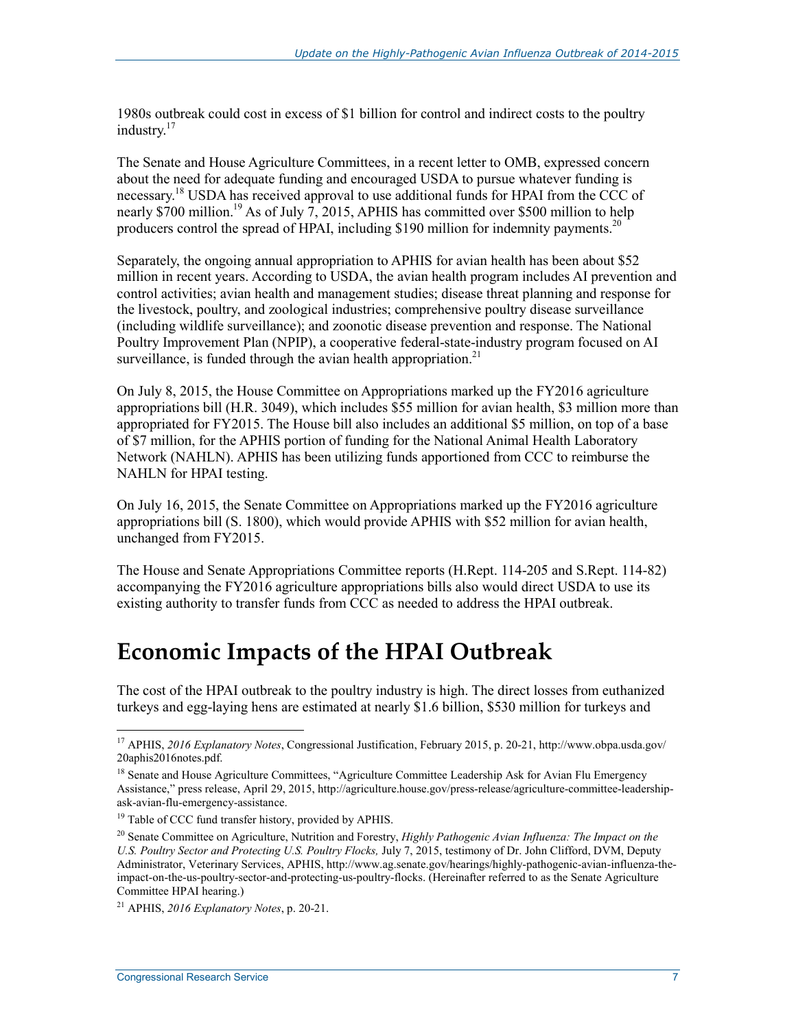1980s outbreak could cost in excess of $1 billion for control and indirect costs to the poultry industry.[17]

The Senate and House Agriculture Committees, in a recent letter to OMB, expressed concern about the need for adequate funding and encouraged USDA to pursue whatever funding is necessary.[18] USDA has received approval to use additional funds for HPAI from the CCC of nearly $700 million.[19] As of July 7, 2015, APHIS has committed over $500 million to help producers control the spread of HPAI, including $190 million for indemnity payments.[20]

Separately, the ongoing annual appropriation to APHIS for avian health has been about $52 million in recent years. According to USDA, the avian health program includes AI prevention and control activities; avian health and management studies; disease threat planning and response for the livestock, poultry, and zoological industries; comprehensive poultry disease surveillance (including wildlife surveillance); and zoonotic disease prevention and response. The National Poultry Improvement Plan (NPIP), a cooperative federal-state-industry program focused on AI surveillance, is funded through the avian health appropriation.[21]

On July 8, 2015, the House Committee on Appropriations marked up the FY2016 agriculture appropriations bill (H.R. 3049), which includes $55 million for avian health, $3 million more than appropriated for FY2015. The House bill also includes an additional $5 million, on top of a base of $7 million, for the APHIS portion of funding for the National Animal Health Laboratory Network (NAHLN). APHIS has been utilizing funds apportioned from CCC to reimburse the NAHLN for HPAI testing.

On July 16, 2015, the Senate Committee on Appropriations marked up the FY2016 agriculture appropriations bill (S. 1800), which would provide APHIS with $52 million for avian health, unchanged from FY2015.

The House and Senate Appropriations Committee reports (H.Rept. 114-205 and S.Rept. 114-82) accompanying the FY2016 agriculture appropriations bills also would direct USDA to use its existing authority to transfer funds from CCC as needed to address the HPAI outbreak.

# Economic Impacts of the HPAI Outbreak

The cost of the HPAI outbreak to the poultry industry is high. The direct losses from euthanized turkeys and egg-laying hens are estimated at nearly $1.6 billion, $530 million for turkeys and

---

[17] APHIS, *2016 Explanatory Notes*, Congressional Justification, February 2015, p. 20-21, http://www.obpa.usda.gov/20aphis2016notes.pdf.

[18] Senate and House Agriculture Committees, "Agriculture Committee Leadership Ask for Avian Flu Emergency Assistance," press release, April 29, 2015, http://agriculture.house.gov/press-release/agriculture-committee-leadership-ask-avian-flu-emergency-assistance.

[19] Table of CCC fund transfer history, provided by APHIS.

[20] Senate Committee on Agriculture, Nutrition and Forestry, *Highly Pathogenic Avian Influenza: The Impact on the U.S. Poultry Sector and Protecting U.S. Poultry Flocks,* July 7, 2015, testimony of Dr. John Clifford, DVM, Deputy Administrator, Veterinary Services, APHIS, http://www.ag.senate.gov/hearings/highly-pathogenic-avian-influenza-the-impact-on-the-us-poultry-sector-and-protecting-us-poultry-flocks. (Hereinafter referred to as the Senate Agriculture Committee HPAI hearing.)

[21] APHIS, *2016 Explanatory Notes*, p. 20-21.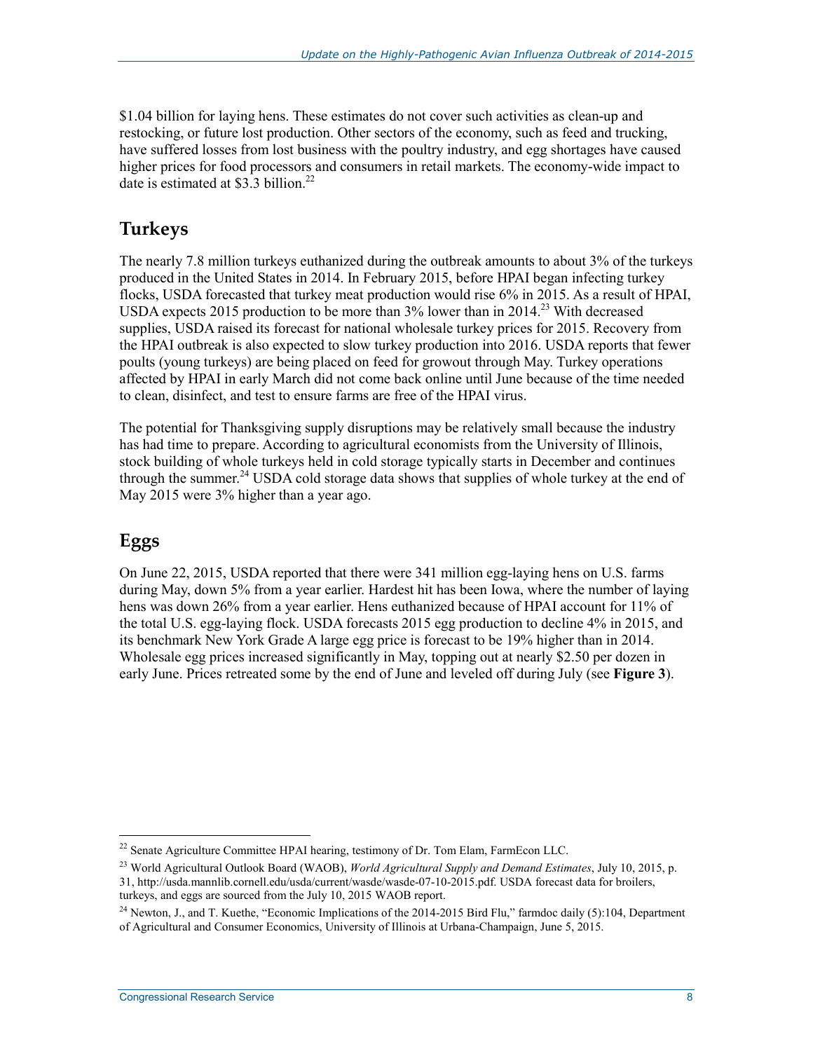$1.04 billion for laying hens. These estimates do not cover such activities as clean-up and restocking, or future lost production. Other sectors of the economy, such as feed and trucking, have suffered losses from lost business with the poultry industry, and egg shortages have caused higher prices for food processors and consumers in retail markets. The economy-wide impact to date is estimated at $3.3 billion.[22]

## Turkeys

The nearly 7.8 million turkeys euthanized during the outbreak amounts to about 3% of the turkeys produced in the United States in 2014. In February 2015, before HPAI began infecting turkey flocks, USDA forecasted that turkey meat production would rise 6% in 2015. As a result of HPAI, USDA expects 2015 production to be more than 3% lower than in 2014.[23] With decreased supplies, USDA raised its forecast for national wholesale turkey prices for 2015. Recovery from the HPAI outbreak is also expected to slow turkey production into 2016. USDA reports that fewer poults (young turkeys) are being placed on feed for growout through May. Turkey operations affected by HPAI in early March did not come back online until June because of the time needed to clean, disinfect, and test to ensure farms are free of the HPAI virus.

The potential for Thanksgiving supply disruptions may be relatively small because the industry has had time to prepare. According to agricultural economists from the University of Illinois, stock building of whole turkeys held in cold storage typically starts in December and continues through the summer.[24] USDA cold storage data shows that supplies of whole turkey at the end of May 2015 were 3% higher than a year ago.

## Eggs

On June 22, 2015, USDA reported that there were 341 million egg-laying hens on U.S. farms during May, down 5% from a year earlier. Hardest hit has been Iowa, where the number of laying hens was down 26% from a year earlier. Hens euthanized because of HPAI account for 11% of the total U.S. egg-laying flock. USDA forecasts 2015 egg production to decline 4% in 2015, and its benchmark New York Grade A large egg price is forecast to be 19% higher than in 2014. Wholesale egg prices increased significantly in May, topping out at nearly $2.50 per dozen in early June. Prices retreated some by the end of June and leveled off during July (see **Figure 3**).

---

[22] Senate Agriculture Committee HPAI hearing, testimony of Dr. Tom Elam, FarmEcon LLC.

[23] World Agricultural Outlook Board (WAOB), *World Agricultural Supply and Demand Estimates*, July 10, 2015, p. 31, http://usda.mannlib.cornell.edu/usda/current/wasde/wasde-07-10-2015.pdf. USDA forecast data for broilers, turkeys, and eggs are sourced from the July 10, 2015 WAOB report.

[24] Newton, J., and T. Kuethe, "Economic Implications of the 2014-2015 Bird Flu," farmdoc daily (5):104, Department of Agricultural and Consumer Economics, University of Illinois at Urbana-Champaign, June 5, 2015.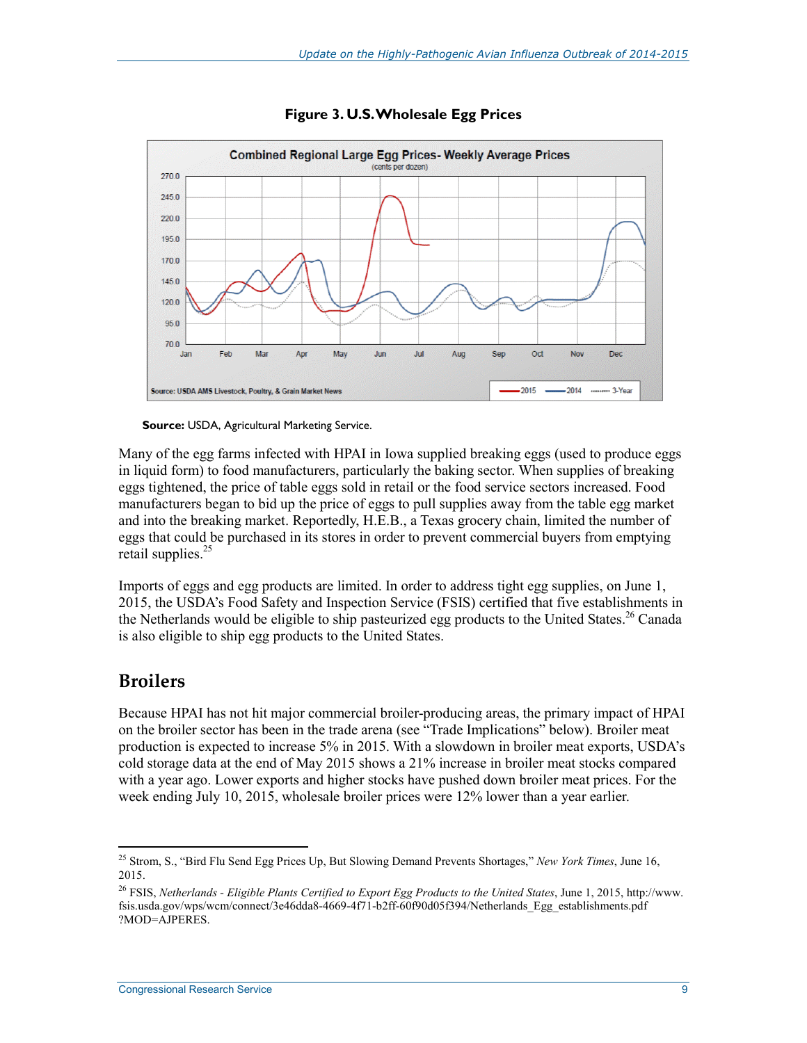**Figure 3. U.S. Wholesale Egg Prices**

**Source:** USDA, Agricultural Marketing Service.

Many of the egg farms infected with HPAI in Iowa supplied breaking eggs (used to produce eggs in liquid form) to food manufacturers, particularly the baking sector. When supplies of breaking eggs tightened, the price of table eggs sold in retail or the food service sectors increased. Food manufacturers began to bid up the price of eggs to pull supplies away from the table egg market and into the breaking market. Reportedly, H.E.B., a Texas grocery chain, limited the number of eggs that could be purchased in its stores in order to prevent commercial buyers from emptying retail supplies.[25]

Imports of eggs and egg products are limited. In order to address tight egg supplies, on June 1, 2015, the USDA's Food Safety and Inspection Service (FSIS) certified that five establishments in the Netherlands would be eligible to ship pasteurized egg products to the United States.[26] Canada is also eligible to ship egg products to the United States.

## Broilers

Because HPAI has not hit major commercial broiler-producing areas, the primary impact of HPAI on the broiler sector has been in the trade arena (see "Trade Implications" below). Broiler meat production is expected to increase 5% in 2015. With a slowdown in broiler meat exports, USDA's cold storage data at the end of May 2015 shows a 21% increase in broiler meat stocks compared with a year ago. Lower exports and higher stocks have pushed down broiler meat prices. For the week ending July 10, 2015, wholesale broiler prices were 12% lower than a year earlier.

---

[25] Strom, S., "Bird Flu Send Egg Prices Up, But Slowing Demand Prevents Shortages," *New York Times*, June 16, 2015.

[26] FSIS, *Netherlands - Eligible Plants Certified to Export Egg Products to the United States*, June 1, 2015, http://www.fsis.usda.gov/wps/wcm/connect/3e46dda8-4669-4f71-b2ff-60f90d05f394/Netherlands_Egg_establishments.pdf?MOD=AJPERES.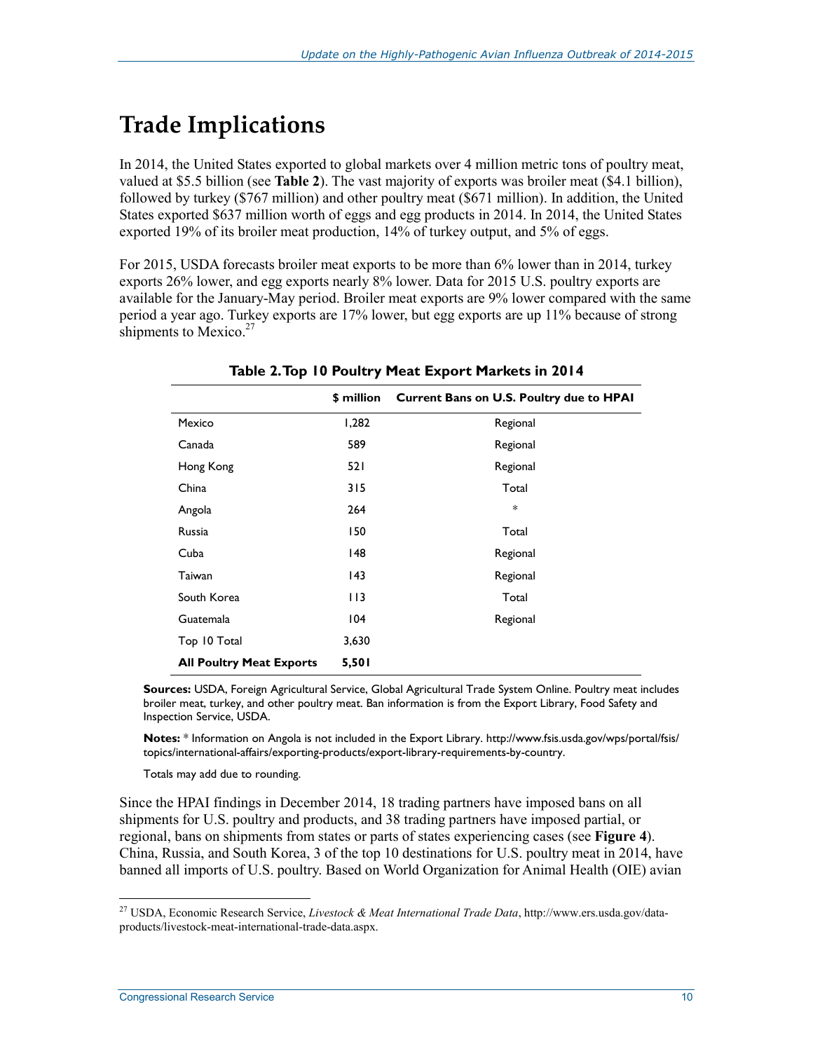# Trade Implications

In 2014, the United States exported to global markets over 4 million metric tons of poultry meat, valued at $5.5 billion (see **Table 2**). The vast majority of exports was broiler meat ($4.1 billion), followed by turkey ($767 million) and other poultry meat ($671 million). In addition, the United States exported $637 million worth of eggs and egg products in 2014. In 2014, the United States exported 19% of its broiler meat production, 14% of turkey output, and 5% of eggs.

For 2015, USDA forecasts broiler meat exports to be more than 6% lower than in 2014, turkey exports 26% lower, and egg exports nearly 8% lower. Data for 2015 U.S. poultry exports are available for the January-May period. Broiler meat exports are 9% lower compared with the same period a year ago. Turkey exports are 17% lower, but egg exports are up 11% because of strong shipments to Mexico.[27]

**Table 2. Top 10 Poultry Meat Export Markets in 2014**

| | $ million | Current Bans on U.S. Poultry due to HPAI |
|---|---|---|
| Mexico | 1,282 | Regional |
| Canada | 589 | Regional |
| Hong Kong | 521 | Regional |
| China | 315 | Total |
| Angola | 264 | * |
| Russia | 150 | Total |
| Cuba | 148 | Regional |
| Taiwan | 143 | Regional |
| South Korea | 113 | Total |
| Guatemala | 104 | Regional |
| Top 10 Total | 3,630 | |
| **All Poultry Meat Exports** | **5,501** | |

**Sources:** USDA, Foreign Agricultural Service, Global Agricultural Trade System Online. Poultry meat includes broiler meat, turkey, and other poultry meat. Ban information is from the Export Library, Food Safety and Inspection Service, USDA.

**Notes:** * Information on Angola is not included in the Export Library. http://www.fsis.usda.gov/wps/portal/fsis/topics/international-affairs/exporting-products/export-library-requirements-by-country.

Totals may add due to rounding.

Since the HPAI findings in December 2014, 18 trading partners have imposed bans on all shipments for U.S. poultry and products, and 38 trading partners have imposed partial, or regional, bans on shipments from states or parts of states experiencing cases (see **Figure 4**). China, Russia, and South Korea, 3 of the top 10 destinations for U.S. poultry meat in 2014, have banned all imports of U.S. poultry. Based on World Organization for Animal Health (OIE) avian

[27] USDA, Economic Research Service, *Livestock & Meat International Trade Data*, http://www.ers.usda.gov/data-products/livestock-meat-international-trade-data.aspx.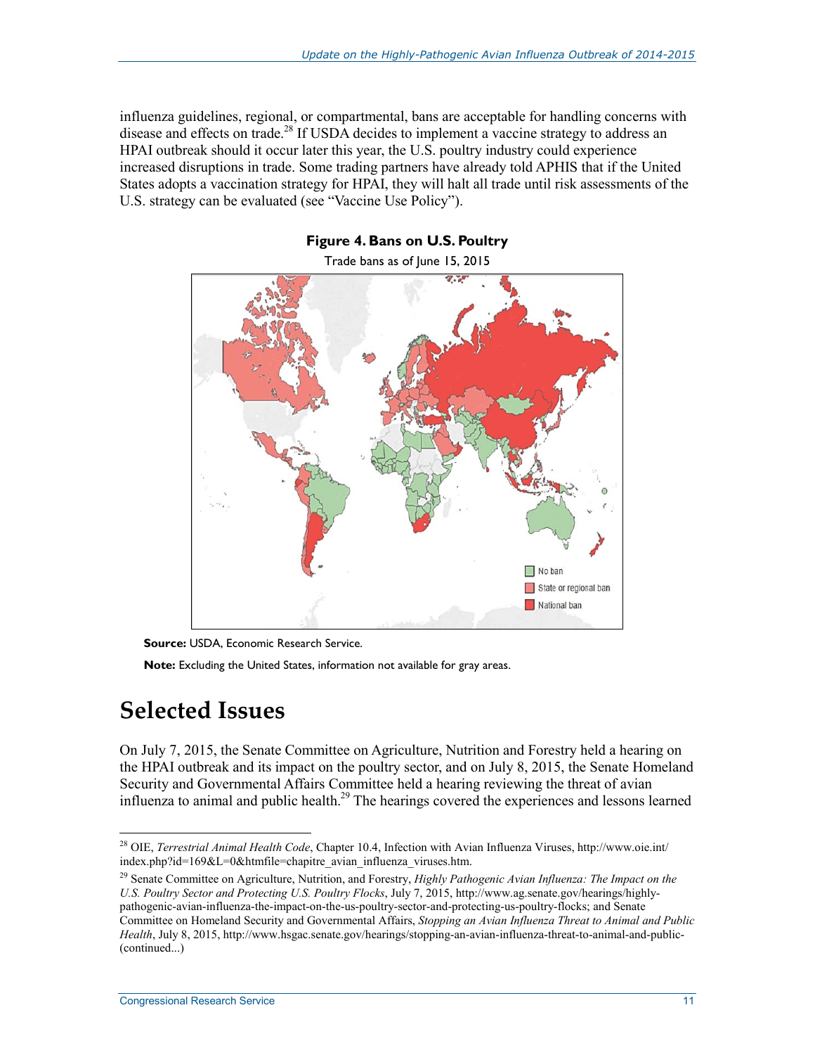influenza guidelines, regional, or compartmental, bans are acceptable for handling concerns with disease and effects on trade.[28] If USDA decides to implement a vaccine strategy to address an HPAI outbreak should it occur later this year, the U.S. poultry industry could experience increased disruptions in trade. Some trading partners have already told APHIS that if the United States adopts a vaccination strategy for HPAI, they will halt all trade until risk assessments of the U.S. strategy can be evaluated (see "Vaccine Use Policy").

**Figure 4. Bans on U.S. Poultry**

Trade bans as of June 15, 2015

No ban

State or regional ban

National ban

**Source:** USDA, Economic Research Service.

**Note:** Excluding the United States, information not available for gray areas.

# Selected Issues

On July 7, 2015, the Senate Committee on Agriculture, Nutrition and Forestry held a hearing on the HPAI outbreak and its impact on the poultry sector, and on July 8, 2015, the Senate Homeland Security and Governmental Affairs Committee held a hearing reviewing the threat of avian influenza to animal and public health.[29] The hearings covered the experiences and lessons learned

[28] OIE, *Terrestrial Animal Health Code*, Chapter 10.4, Infection with Avian Influenza Viruses, http://www.oie.int/index.php?id=169&L=0&htmfile=chapitre_avian_influenza_viruses.htm.

[29] Senate Committee on Agriculture, Nutrition, and Forestry, *Highly Pathogenic Avian Influenza: The Impact on the U.S. Poultry Sector and Protecting U.S. Poultry Flocks*, July 7, 2015, http://www.ag.senate.gov/hearings/highly-pathogenic-avian-influenza-the-impact-on-the-us-poultry-sector-and-protecting-us-poultry-flocks; and Senate Committee on Homeland Security and Governmental Affairs, *Stopping an Avian Influenza Threat to Animal and Public Health*, July 8, 2015, http://www.hsgac.senate.gov/hearings/stopping-an-avian-influenza-threat-to-animal-and-public-(continued...)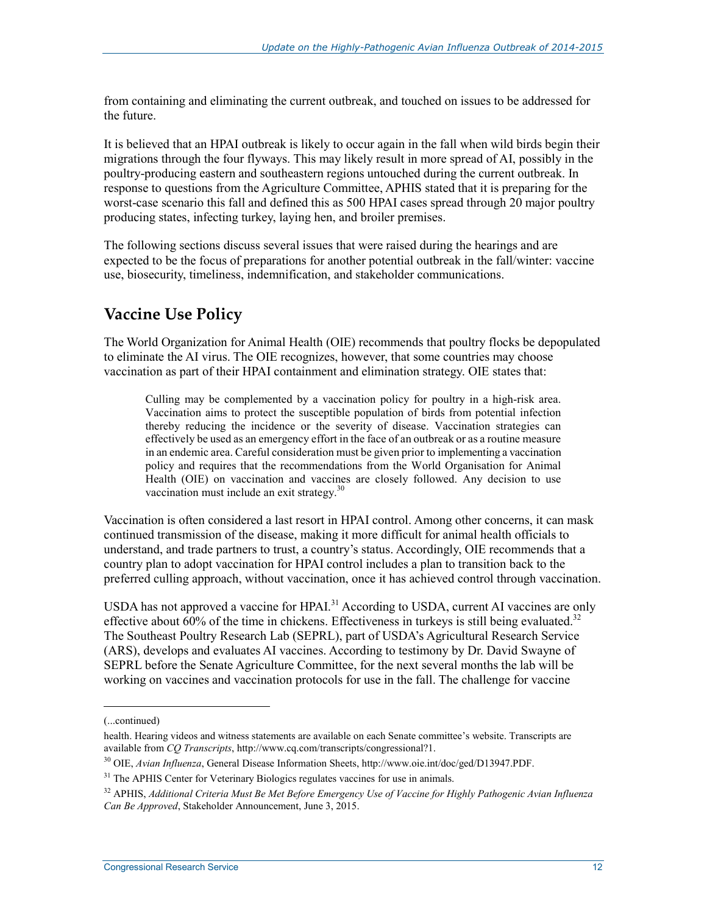from containing and eliminating the current outbreak, and touched on issues to be addressed for the future.

It is believed that an HPAI outbreak is likely to occur again in the fall when wild birds begin their migrations through the four flyways. This may likely result in more spread of AI, possibly in the poultry-producing eastern and southeastern regions untouched during the current outbreak. In response to questions from the Agriculture Committee, APHIS stated that it is preparing for the worst-case scenario this fall and defined this as 500 HPAI cases spread through 20 major poultry producing states, infecting turkey, laying hen, and broiler premises.

The following sections discuss several issues that were raised during the hearings and are expected to be the focus of preparations for another potential outbreak in the fall/winter: vaccine use, biosecurity, timeliness, indemnification, and stakeholder communications.

## Vaccine Use Policy

The World Organization for Animal Health (OIE) recommends that poultry flocks be depopulated to eliminate the AI virus. The OIE recognizes, however, that some countries may choose vaccination as part of their HPAI containment and elimination strategy. OIE states that:

> Culling may be complemented by a vaccination policy for poultry in a high-risk area. Vaccination aims to protect the susceptible population of birds from potential infection thereby reducing the incidence or the severity of disease. Vaccination strategies can effectively be used as an emergency effort in the face of an outbreak or as a routine measure in an endemic area. Careful consideration must be given prior to implementing a vaccination policy and requires that the recommendations from the World Organisation for Animal Health (OIE) on vaccination and vaccines are closely followed. Any decision to use vaccination must include an exit strategy.[30]

Vaccination is often considered a last resort in HPAI control. Among other concerns, it can mask continued transmission of the disease, making it more difficult for animal health officials to understand, and trade partners to trust, a country's status. Accordingly, OIE recommends that a country plan to adopt vaccination for HPAI control includes a plan to transition back to the preferred culling approach, without vaccination, once it has achieved control through vaccination.

USDA has not approved a vaccine for HPAI.[31] According to USDA, current AI vaccines are only effective about 60% of the time in chickens. Effectiveness in turkeys is still being evaluated.[32] The Southeast Poultry Research Lab (SEPRL), part of USDA's Agricultural Research Service (ARS), develops and evaluates AI vaccines. According to testimony by Dr. David Swayne of SEPRL before the Senate Agriculture Committee, for the next several months the lab will be working on vaccines and vaccination protocols for use in the fall. The challenge for vaccine

---

(...continued)

health. Hearing videos and witness statements are available on each Senate committee's website. Transcripts are available from *CQ Transcripts*, http://www.cq.com/transcripts/congressional?1.

[30] OIE, *Avian Influenza*, General Disease Information Sheets, http://www.oie.int/doc/ged/D13947.PDF.

[31] The APHIS Center for Veterinary Biologics regulates vaccines for use in animals.

[32] APHIS, *Additional Criteria Must Be Met Before Emergency Use of Vaccine for Highly Pathogenic Avian Influenza Can Be Approved*, Stakeholder Announcement, June 3, 2015.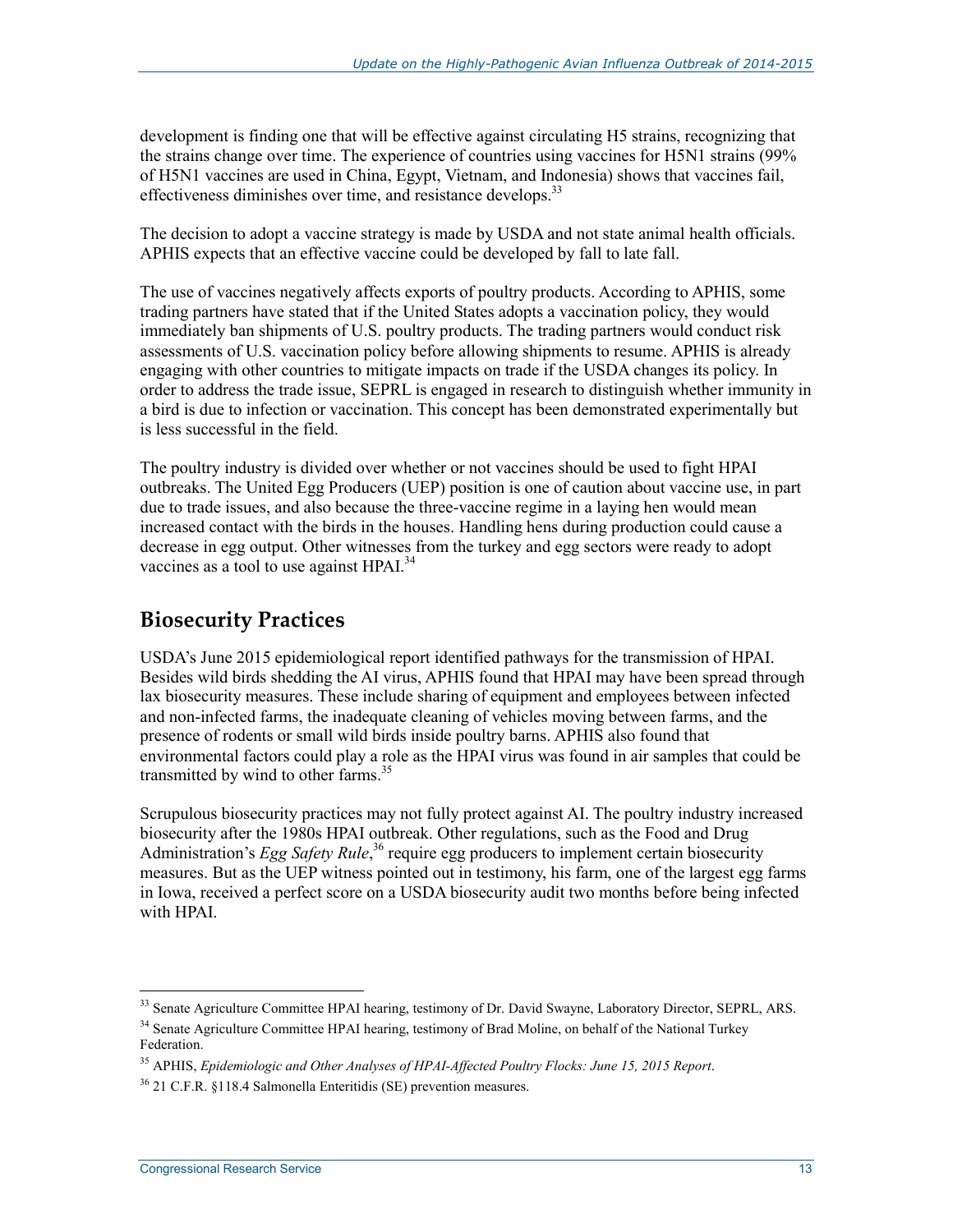development is finding one that will be effective against circulating H5 strains, recognizing that the strains change over time. The experience of countries using vaccines for H5N1 strains (99% of H5N1 vaccines are used in China, Egypt, Vietnam, and Indonesia) shows that vaccines fail, effectiveness diminishes over time, and resistance develops.[33]

The decision to adopt a vaccine strategy is made by USDA and not state animal health officials. APHIS expects that an effective vaccine could be developed by fall to late fall.

The use of vaccines negatively affects exports of poultry products. According to APHIS, some trading partners have stated that if the United States adopts a vaccination policy, they would immediately ban shipments of U.S. poultry products. The trading partners would conduct risk assessments of U.S. vaccination policy before allowing shipments to resume. APHIS is already engaging with other countries to mitigate impacts on trade if the USDA changes its policy. In order to address the trade issue, SEPRL is engaged in research to distinguish whether immunity in a bird is due to infection or vaccination. This concept has been demonstrated experimentally but is less successful in the field.

The poultry industry is divided over whether or not vaccines should be used to fight HPAI outbreaks. The United Egg Producers (UEP) position is one of caution about vaccine use, in part due to trade issues, and also because the three-vaccine regime in a laying hen would mean increased contact with the birds in the houses. Handling hens during production could cause a decrease in egg output. Other witnesses from the turkey and egg sectors were ready to adopt vaccines as a tool to use against HPAI.[34]

## Biosecurity Practices

USDA's June 2015 epidemiological report identified pathways for the transmission of HPAI. Besides wild birds shedding the AI virus, APHIS found that HPAI may have been spread through lax biosecurity measures. These include sharing of equipment and employees between infected and non-infected farms, the inadequate cleaning of vehicles moving between farms, and the presence of rodents or small wild birds inside poultry barns. APHIS also found that environmental factors could play a role as the HPAI virus was found in air samples that could be transmitted by wind to other farms.[35]

Scrupulous biosecurity practices may not fully protect against AI. The poultry industry increased biosecurity after the 1980s HPAI outbreak. Other regulations, such as the Food and Drug Administration's *Egg Safety Rule*,[36] require egg producers to implement certain biosecurity measures. But as the UEP witness pointed out in testimony, his farm, one of the largest egg farms in Iowa, received a perfect score on a USDA biosecurity audit two months before being infected with HPAI.

---

[33] Senate Agriculture Committee HPAI hearing, testimony of Dr. David Swayne, Laboratory Director, SEPRL, ARS.

[34] Senate Agriculture Committee HPAI hearing, testimony of Brad Moline, on behalf of the National Turkey Federation.

[35] APHIS, *Epidemiologic and Other Analyses of HPAI-Affected Poultry Flocks: June 15, 2015 Report*.

[36] 21 C.F.R. §118.4 Salmonella Enteritidis (SE) prevention measures.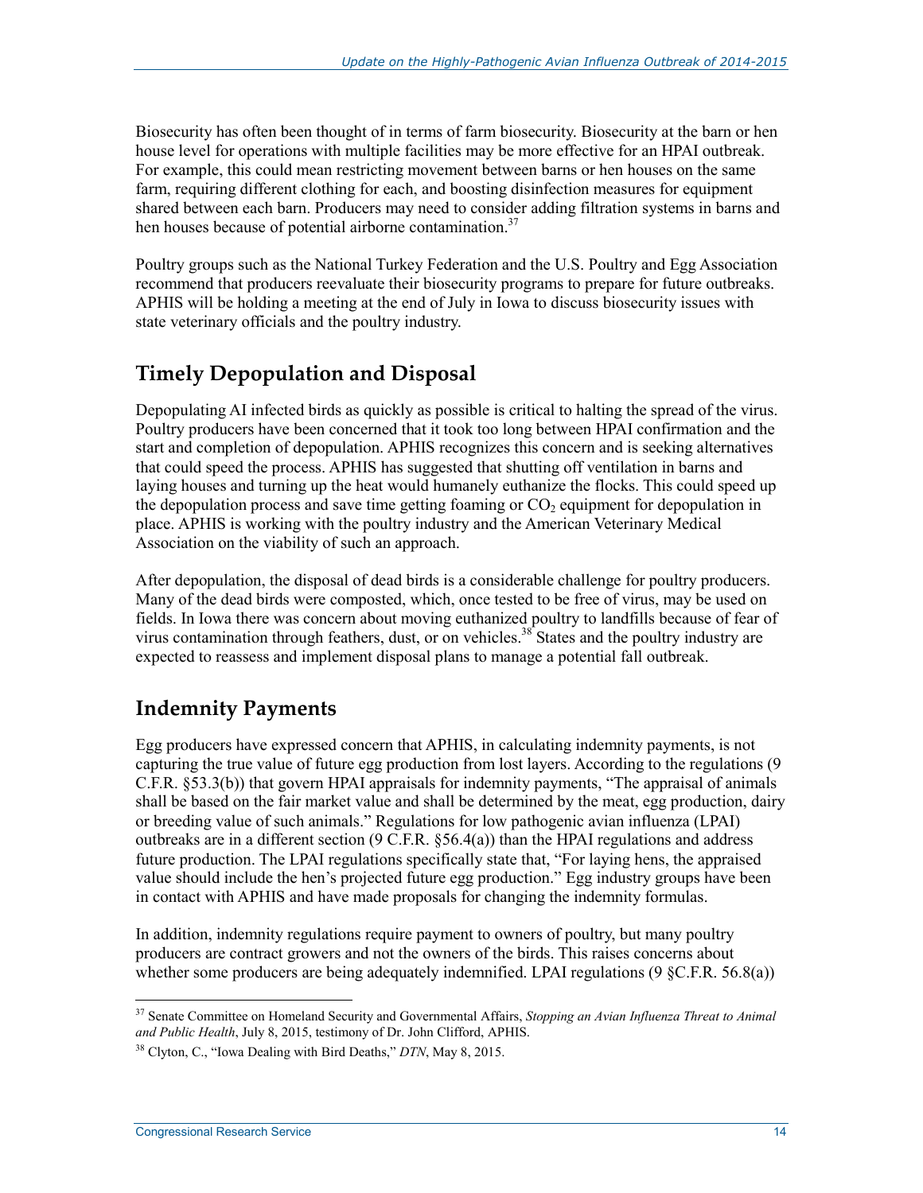Biosecurity has often been thought of in terms of farm biosecurity. Biosecurity at the barn or hen house level for operations with multiple facilities may be more effective for an HPAI outbreak. For example, this could mean restricting movement between barns or hen houses on the same farm, requiring different clothing for each, and boosting disinfection measures for equipment shared between each barn. Producers may need to consider adding filtration systems in barns and hen houses because of potential airborne contamination.[37]

Poultry groups such as the National Turkey Federation and the U.S. Poultry and Egg Association recommend that producers reevaluate their biosecurity programs to prepare for future outbreaks. APHIS will be holding a meeting at the end of July in Iowa to discuss biosecurity issues with state veterinary officials and the poultry industry.

## Timely Depopulation and Disposal

Depopulating AI infected birds as quickly as possible is critical to halting the spread of the virus. Poultry producers have been concerned that it took too long between HPAI confirmation and the start and completion of depopulation. APHIS recognizes this concern and is seeking alternatives that could speed the process. APHIS has suggested that shutting off ventilation in barns and laying houses and turning up the heat would humanely euthanize the flocks. This could speed up the depopulation process and save time getting foaming or $CO_2$ equipment for depopulation in place. APHIS is working with the poultry industry and the American Veterinary Medical Association on the viability of such an approach.

After depopulation, the disposal of dead birds is a considerable challenge for poultry producers. Many of the dead birds were composted, which, once tested to be free of virus, may be used on fields. In Iowa there was concern about moving euthanized poultry to landfills because of fear of virus contamination through feathers, dust, or on vehicles.[38] States and the poultry industry are expected to reassess and implement disposal plans to manage a potential fall outbreak.

## Indemnity Payments

Egg producers have expressed concern that APHIS, in calculating indemnity payments, is not capturing the true value of future egg production from lost layers. According to the regulations (9 C.F.R. §53.3(b)) that govern HPAI appraisals for indemnity payments, "The appraisal of animals shall be based on the fair market value and shall be determined by the meat, egg production, dairy or breeding value of such animals." Regulations for low pathogenic avian influenza (LPAI) outbreaks are in a different section (9 C.F.R. §56.4(a)) than the HPAI regulations and address future production. The LPAI regulations specifically state that, "For laying hens, the appraised value should include the hen's projected future egg production." Egg industry groups have been in contact with APHIS and have made proposals for changing the indemnity formulas.

In addition, indemnity regulations require payment to owners of poultry, but many poultry producers are contract growers and not the owners of the birds. This raises concerns about whether some producers are being adequately indemnified. LPAI regulations (9 §C.F.R. 56.8(a))

---

[37] Senate Committee on Homeland Security and Governmental Affairs, *Stopping an Avian Influenza Threat to Animal and Public Health*, July 8, 2015, testimony of Dr. John Clifford, APHIS.

[38] Clyton, C., "Iowa Dealing with Bird Deaths," *DTN*, May 8, 2015.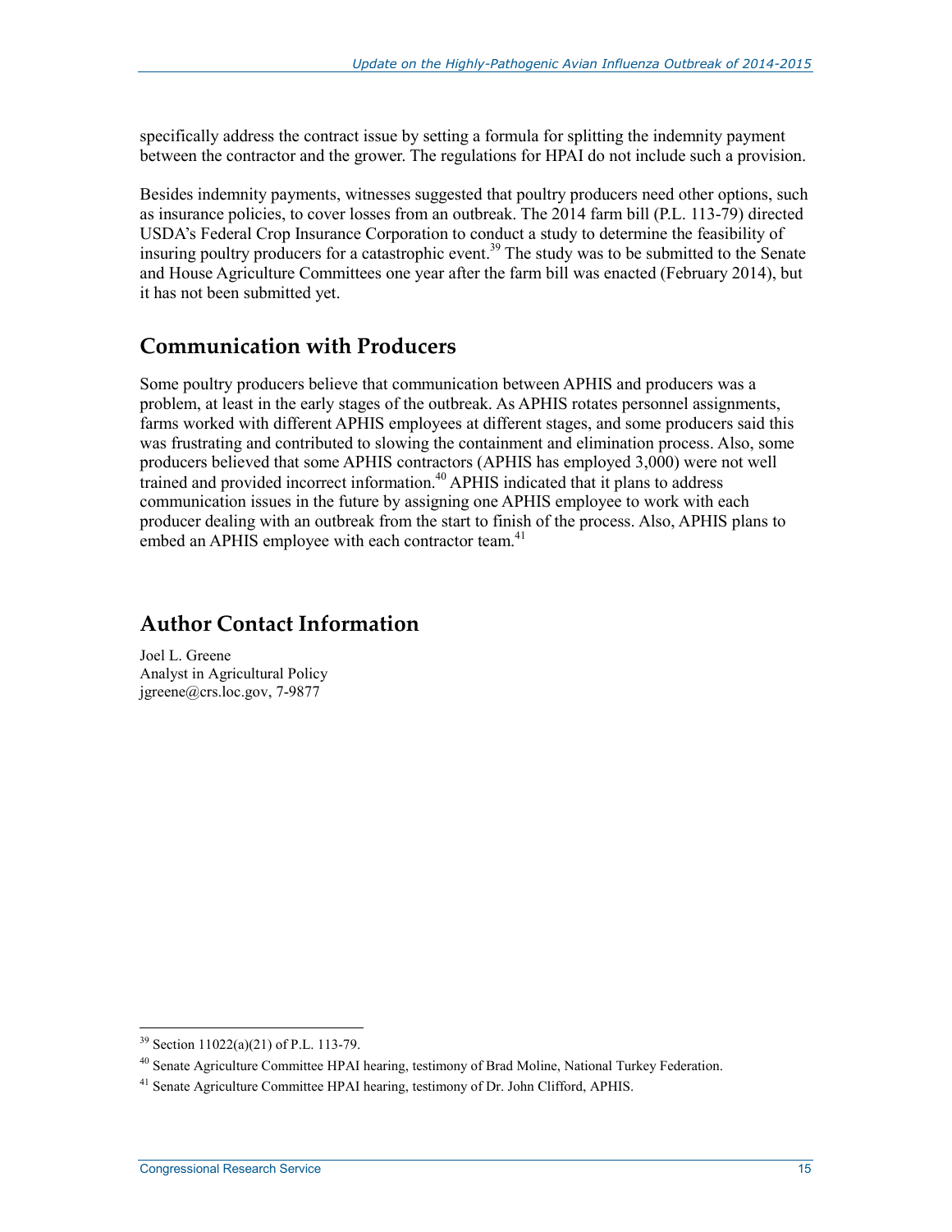specifically address the contract issue by setting a formula for splitting the indemnity payment between the contractor and the grower. The regulations for HPAI do not include such a provision.

Besides indemnity payments, witnesses suggested that poultry producers need other options, such as insurance policies, to cover losses from an outbreak. The 2014 farm bill (P.L. 113-79) directed USDA's Federal Crop Insurance Corporation to conduct a study to determine the feasibility of insuring poultry producers for a catastrophic event.[39] The study was to be submitted to the Senate and House Agriculture Committees one year after the farm bill was enacted (February 2014), but it has not been submitted yet.

## Communication with Producers

Some poultry producers believe that communication between APHIS and producers was a problem, at least in the early stages of the outbreak. As APHIS rotates personnel assignments, farms worked with different APHIS employees at different stages, and some producers said this was frustrating and contributed to slowing the containment and elimination process. Also, some producers believed that some APHIS contractors (APHIS has employed 3,000) were not well trained and provided incorrect information.[40] APHIS indicated that it plans to address communication issues in the future by assigning one APHIS employee to work with each producer dealing with an outbreak from the start to finish of the process. Also, APHIS plans to embed an APHIS employee with each contractor team.[41]

## Author Contact Information

Joel L. Greene
Analyst in Agricultural Policy
jgreene@crs.loc.gov, 7-9877

---

[39] Section 11022(a)(21) of P.L. 113-79.

[40] Senate Agriculture Committee HPAI hearing, testimony of Brad Moline, National Turkey Federation.

[41] Senate Agriculture Committee HPAI hearing, testimony of Dr. John Clifford, APHIS.